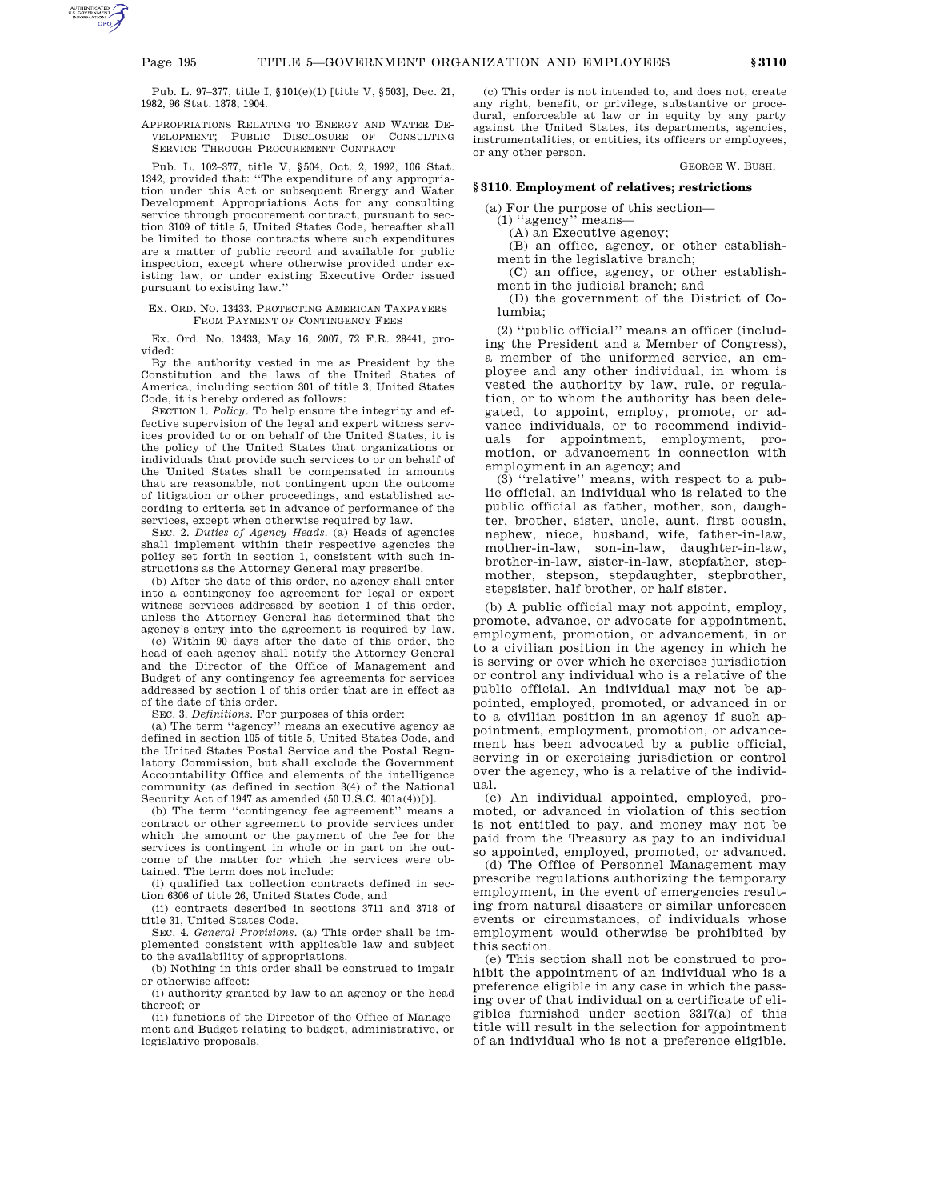Pub. L. 97–377, title I, §101(e)(1) [title V, §503], Dec. 21, 1982, 96 Stat. 1878, 1904.

APPROPRIATIONS RELATING TO ENERGY AND WATER DEVELOPMENT; PUBLIC DISCLOSURE OF CONSULTING SERVICE THROUGH PROCUREMENT CONTRACT

Pub. L. 102–377, title V, §504, Oct. 2, 1992, 106 Stat. 1342, provided that: ''The expenditure of any appropriation under this Act or subsequent Energy and Water Development Appropriations Acts for any consulting service through procurement contract, pursuant to section 3109 of title 5, United States Code, hereafter shall be limited to those contracts where such expenditures are a matter of public record and available for public inspection, except where otherwise provided under existing law, or under existing Executive Order issued pursuant to existing law.''

EX. ORD. NO. 13433. PROTECTING AMERICAN TAXPAYERS FROM PAYMENT OF CONTINGENCY FEES

Ex. Ord. No. 13433, May 16, 2007, 72 F.R. 28441, provided:

By the authority vested in me as President by the Constitution and the laws of the United States of America, including section 301 of title 3, United States Code, it is hereby ordered as follows:

SECTION 1. *Policy*. To help ensure the integrity and effective supervision of the legal and expert witness services provided to or on behalf of the United States, it is the policy of the United States that organizations or individuals that provide such services to or on behalf of the United States shall be compensated in amounts that are reasonable, not contingent upon the outcome of litigation or other proceedings, and established according to criteria set in advance of performance of the services, except when otherwise required by law.

SEC. 2. *Duties of Agency Heads*. (a) Heads of agencies shall implement within their respective agencies the policy set forth in section 1, consistent with such instructions as the Attorney General may prescribe.

(b) After the date of this order, no agency shall enter into a contingency fee agreement for legal or expert witness services addressed by section 1 of this order, unless the Attorney General has determined that the agency's entry into the agreement is required by law.

(c) Within 90 days after the date of this order, the head of each agency shall notify the Attorney General and the Director of the Office of Management and Budget of any contingency fee agreements for services addressed by section 1 of this order that are in effect as of the date of this order.

SEC. 3. *Definitions*. For purposes of this order:

(a) The term ''agency'' means an executive agency as defined in section 105 of title 5, United States Code, and the United States Postal Service and the Postal Regulatory Commission, but shall exclude the Government Accountability Office and elements of the intelligence community (as defined in section 3(4) of the National Security Act of 1947 as amended (50 U.S.C. 401a(4))[)].

(b) The term ''contingency fee agreement'' means a contract or other agreement to provide services under which the amount or the payment of the fee for the services is contingent in whole or in part on the outcome of the matter for which the services were obtained. The term does not include:

(i) qualified tax collection contracts defined in section 6306 of title 26, United States Code, and

(ii) contracts described in sections 3711 and 3718 of title 31, United States Code.

SEC. 4. *General Provisions*. (a) This order shall be implemented consistent with applicable law and subject to the availability of appropriations.

(b) Nothing in this order shall be construed to impair or otherwise affect:

(i) authority granted by law to an agency or the head thereof; or

(ii) functions of the Director of the Office of Management and Budget relating to budget, administrative, or legislative proposals.

(c) This order is not intended to, and does not, create any right, benefit, or privilege, substantive or procedural, enforceable at law or in equity by any party against the United States, its departments, agencies, instrumentalities, or entities, its officers or employees, or any other person.

GEORGE W. BUSH.

## §3110. Employment of relatives; restrictions

(a) For the purpose of this section—

(1) ''agency'' means—

(A) an Executive agency;

(B) an office, agency, or other establishment in the legislative branch;

(C) an office, agency, or other establishment in the judicial branch; and

(D) the government of the District of Columbia;

(2) ''public official'' means an officer (including the President and a Member of Congress), a member of the uniformed service, an employee and any other individual, in whom is vested the authority by law, rule, or regulation, or to whom the authority has been delegated, to appoint, employ, promote, or advance individuals, or to recommend individuals for appointment, employment, promotion, or advancement in connection with employment in an agency; and

(3) ''relative'' means, with respect to a public official, an individual who is related to the public official as father, mother, son, daughter, brother, sister, uncle, aunt, first cousin, nephew, niece, husband, wife, father-in-law, mother-in-law, son-in-law, daughter-in-law, brother-in-law, sister-in-law, stepfather, stepmother, stepson, stepdaughter, stepbrother, stepsister, half brother, or half sister.

(b) A public official may not appoint, employ, promote, advance, or advocate for appointment, employment, promotion, or advancement, in or to a civilian position in the agency in which he is serving or over which he exercises jurisdiction or control any individual who is a relative of the public official. An individual may not be appointed, employed, promoted, or advanced in or to a civilian position in an agency if such appointment, employment, promotion, or advancement has been advocated by a public official, serving in or exercising jurisdiction or control over the agency, who is a relative of the individual.

(c) An individual appointed, employed, promoted, or advanced in violation of this section is not entitled to pay, and money may not be paid from the Treasury as pay to an individual so appointed, employed, promoted, or advanced.

(d) The Office of Personnel Management may prescribe regulations authorizing the temporary employment, in the event of emergencies resulting from natural disasters or similar unforeseen events or circumstances, of individuals whose employment would otherwise be prohibited by this section.

(e) This section shall not be construed to prohibit the appointment of an individual who is a preference eligible in any case in which the passing over of that individual on a certificate of eligibles furnished under section 3317(a) of this title will result in the selection for appointment of an individual who is not a preference eligible.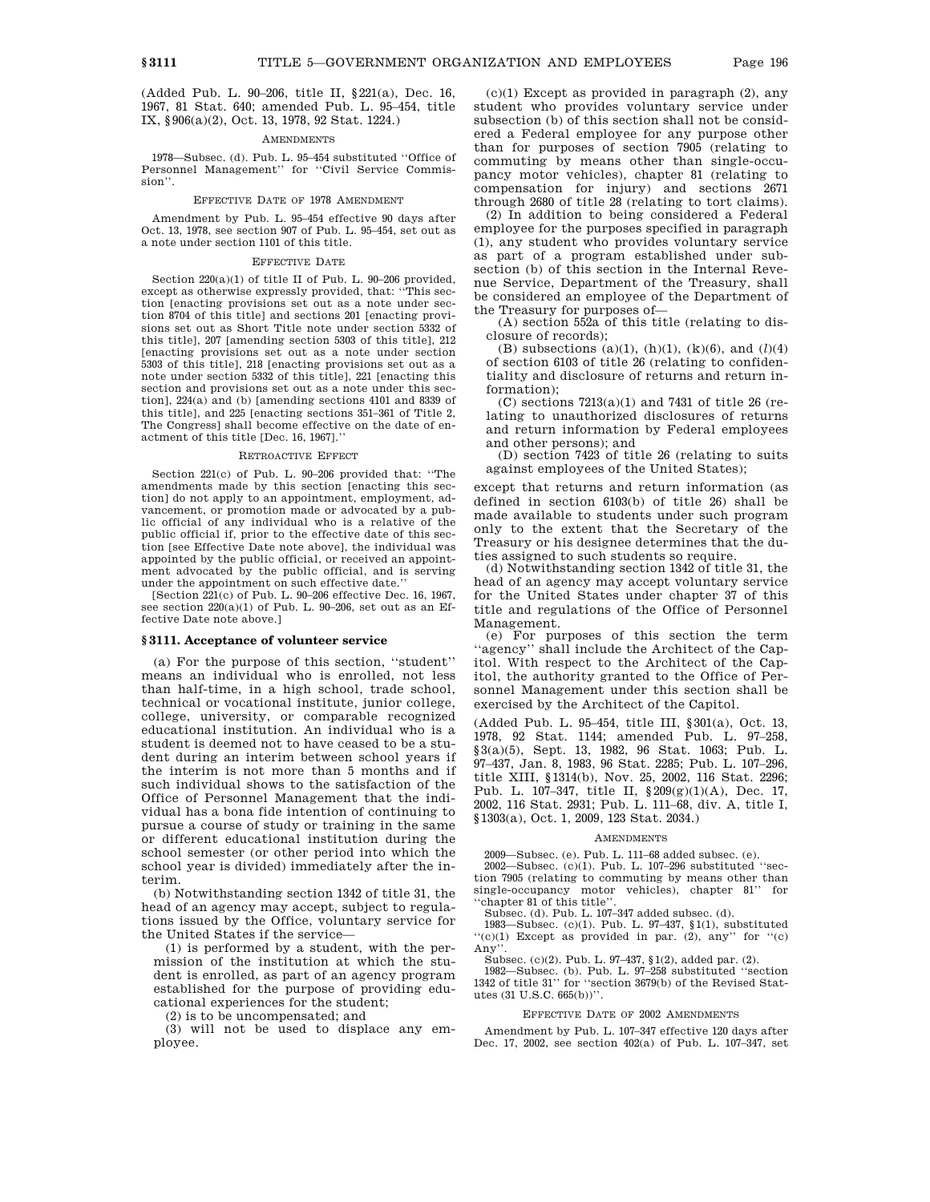(Added Pub. L. 90–206, title II, §221(a), Dec. 16, 1967, 81 Stat. 640; amended Pub. L. 95–454, title IX, §906(a)(2), Oct. 13, 1978, 92 Stat. 1224.)

AMENDMENTS

1978—Subsec. (d). Pub. L. 95–454 substituted ''Office of Personnel Management'' for ''Civil Service Commission''.

EFFECTIVE DATE OF 1978 AMENDMENT

Amendment by Pub. L. 95–454 effective 90 days after Oct. 13, 1978, see section 907 of Pub. L. 95–454, set out as a note under section 1101 of this title.

EFFECTIVE DATE

Section 220(a)(1) of title II of Pub. L. 90–206 provided, except as otherwise expressly provided, that: ''This section [enacting provisions set out as a note under section 8704 of this title] and sections 201 [enacting provisions set out as Short Title note under section 5332 of this title], 207 [amending section 5303 of this title], 212 [enacting provisions set out as a note under section 5303 of this title], 218 [enacting provisions set out as a note under section 5332 of this title], 221 [enacting this section and provisions set out as a note under this section], 224(a) and (b) [amending sections 4101 and 8339 of this title], and 225 [enacting sections 351–361 of Title 2, The Congress] shall become effective on the date of enactment of this title [Dec. 16, 1967].''

RETROACTIVE EFFECT

Section 221(c) of Pub. L. 90–206 provided that: ''The amendments made by this section [enacting this section] do not apply to an appointment, employment, advancement, or promotion made or advocated by a public official of any individual who is a relative of the public official if, prior to the effective date of this section [see Effective Date note above], the individual was appointed by the public official, or received an appointment advocated by the public official, and is serving under the appointment on such effective date.''

[Section 221(c) of Pub. L. 90–206 effective Dec. 16, 1967, see section 220(a)(1) of Pub. L. 90–206, set out as an Effective Date note above.]

## §3111. Acceptance of volunteer service

(a) For the purpose of this section, ''student'' means an individual who is enrolled, not less than half-time, in a high school, trade school, technical or vocational institute, junior college, college, university, or comparable recognized educational institution. An individual who is a student is deemed not to have ceased to be a student during an interim between school years if the interim is not more than 5 months and if such individual shows to the satisfaction of the Office of Personnel Management that the individual has a bona fide intention of continuing to pursue a course of study or training in the same or different educational institution during the school semester (or other period into which the school year is divided) immediately after the interim.

(b) Notwithstanding section 1342 of title 31, the head of an agency may accept, subject to regulations issued by the Office, voluntary service for the United States if the service—

(1) is performed by a student, with the permission of the institution at which the student is enrolled, as part of an agency program established for the purpose of providing educational experiences for the student;

(2) is to be uncompensated; and

(3) will not be used to displace any employee.

(c)(1) Except as provided in paragraph (2), any student who provides voluntary service under subsection (b) of this section shall not be considered a Federal employee for any purpose other than for purposes of section 7905 (relating to commuting by means other than single-occupancy motor vehicles), chapter 81 (relating to compensation for injury) and sections 2671 through 2680 of title 28 (relating to tort claims).

(2) In addition to being considered a Federal employee for the purposes specified in paragraph (1), any student who provides voluntary service as part of a program established under subsection (b) of this section in the Internal Revenue Service, Department of the Treasury, shall be considered an employee of the Department of the Treasury for purposes of—

(A) section 552a of this title (relating to disclosure of records);

(B) subsections (a)(1), (h)(1), (k)(6), and (*l*)(4) of section 6103 of title 26 (relating to confidentiality and disclosure of returns and return information);

(C) sections 7213(a)(1) and 7431 of title 26 (relating to unauthorized disclosures of returns and return information by Federal employees and other persons); and

(D) section 7423 of title 26 (relating to suits against employees of the United States);

except that returns and return information (as defined in section 6103(b) of title 26) shall be made available to students under such program only to the extent that the Secretary of the Treasury or his designee determines that the duties assigned to such students so require.

(d) Notwithstanding section 1342 of title 31, the head of an agency may accept voluntary service for the United States under chapter 37 of this title and regulations of the Office of Personnel Management.

(e) For purposes of this section the term ''agency'' shall include the Architect of the Capitol. With respect to the Architect of the Capitol, the authority granted to the Office of Personnel Management under this section shall be exercised by the Architect of the Capitol.

(Added Pub. L. 95–454, title III, §301(a), Oct. 13, 1978, 92 Stat. 1144; amended Pub. L. 97–258, §3(a)(5), Sept. 13, 1982, 96 Stat. 1063; Pub. L. 97–437, Jan. 8, 1983, 96 Stat. 2285; Pub. L. 107–296, title XIII, §1314(b), Nov. 25, 2002, 116 Stat. 2296; Pub. L. 107–347, title II, §209(g)(1)(A), Dec. 17, 2002, 116 Stat. 2931; Pub. L. 111–68, div. A, title I, §1303(a), Oct. 1, 2009, 123 Stat. 2034.)

AMENDMENTS

2009—Subsec. (e). Pub. L. 111–68 added subsec. (e).

2002—Subsec. (c)(1). Pub. L. 107–296 substituted ''section 7905 (relating to commuting by means other than single-occupancy motor vehicles), chapter 81'' for ''chapter 81 of this title''.

Subsec. (d). Pub. L. 107–347 added subsec. (d).

1983—Subsec. (c)(1). Pub. L. 97–437, §1(1), substituted ''(c)(1) Except as provided in par. (2), any'' for ''(c) Any''.

Subsec. (c)(2). Pub. L. 97–437, §1(2), added par. (2).

1982—Subsec. (b). Pub. L. 97–258 substituted ''section 1342 of title 31'' for ''section 3679(b) of the Revised Statutes (31 U.S.C. 665(b))''.

EFFECTIVE DATE OF 2002 AMENDMENTS

Amendment by Pub. L. 107–347 effective 120 days after Dec. 17, 2002, see section 402(a) of Pub. L. 107–347, set